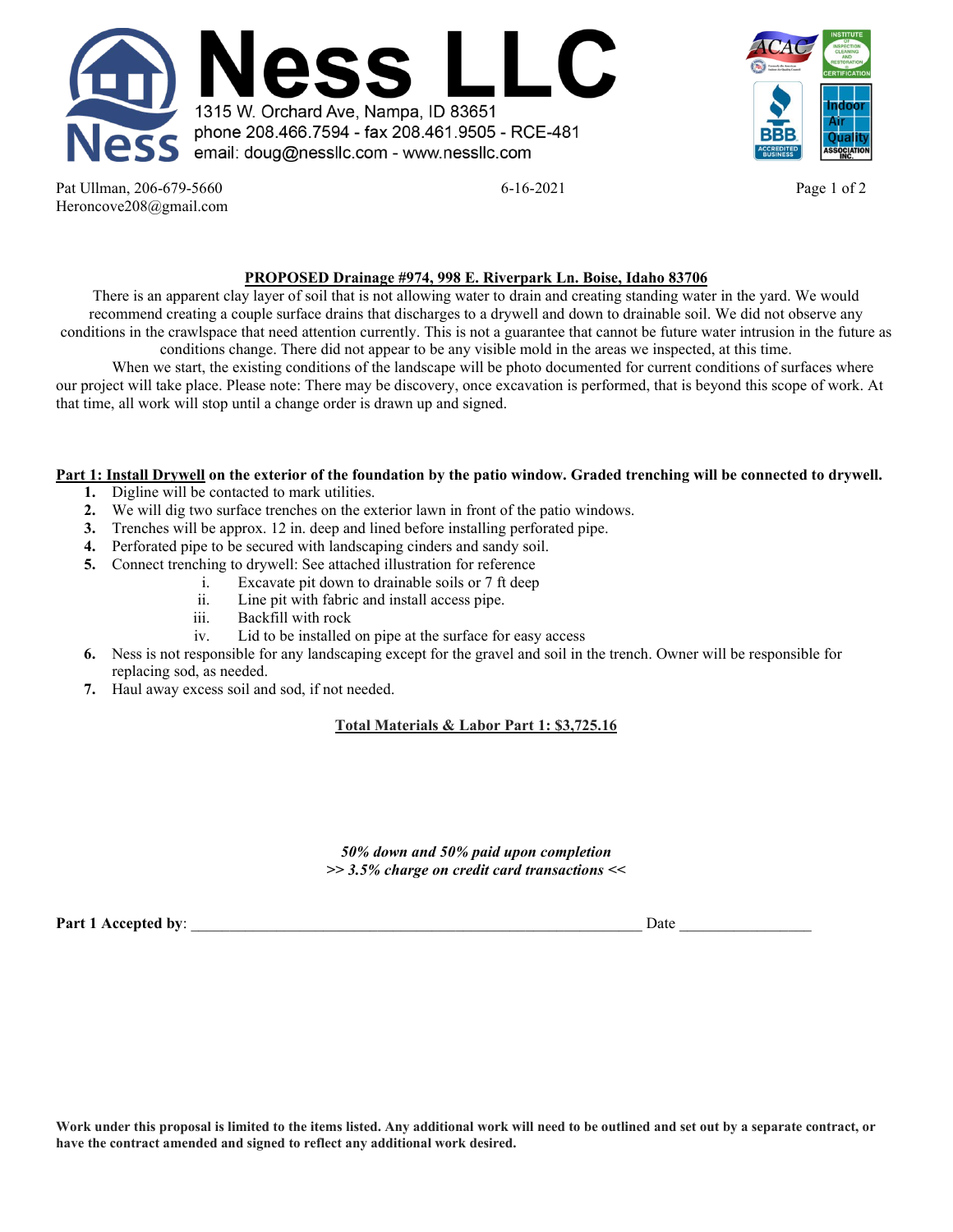# Ness LLC

1315 W. Orchard Ave, Nampa, ID 83651
phone 208.466.7594 - fax 208.461.9505 - RCE-481
email: doug@nessllc.com - www.nessllc.com

Pat Ullman, 206-679-5660
Heroncove208@gmail.com

6-16-2021

## PROPOSED Drainage #974, 998 E. Riverpark Ln. Boise, Idaho 83706

There is an apparent clay layer of soil that is not allowing water to drain and creating standing water in the yard. We would recommend creating a couple surface drains that discharges to a drywell and down to drainable soil. We did not observe any conditions in the crawlspace that need attention currently. This is not a guarantee that cannot be future water intrusion in the future as conditions change. There did not appear to be any visible mold in the areas we inspected, at this time.

When we start, the existing conditions of the landscape will be photo documented for current conditions of surfaces where our project will take place. Please note: There may be discovery, once excavation is performed, that is beyond this scope of work. At that time, all work will stop until a change order is drawn up and signed.

**Part 1: Install Drywell on the exterior of the foundation by the patio window. Graded trenching will be connected to drywell.**

1. Digline will be contacted to mark utilities.
2. We will dig two surface trenches on the exterior lawn in front of the patio windows.
3. Trenches will be approx. 12 in. deep and lined before installing perforated pipe.
4. Perforated pipe to be secured with landscaping cinders and sandy soil.
5. Connect trenching to drywell: See attached illustration for reference
   i. Excavate pit down to drainable soils or 7 ft deep
   ii. Line pit with fabric and install access pipe.
   iii. Backfill with rock
   iv. Lid to be installed on pipe at the surface for easy access
6. Ness is not responsible for any landscaping except for the gravel and soil in the trench. Owner will be responsible for replacing sod, as needed.
7. Haul away excess soil and sod, if not needed.

**Total Materials & Labor Part 1: $3,725.16**

*50% down and 50% paid upon completion*
*>> 3.5% charge on credit card transactions <<*

**Part 1 Accepted by**: ____________________________________________ Date ______________

**Work under this proposal is limited to the items listed. Any additional work will need to be outlined and set out by a separate contract, or have the contract amended and signed to reflect any additional work desired.**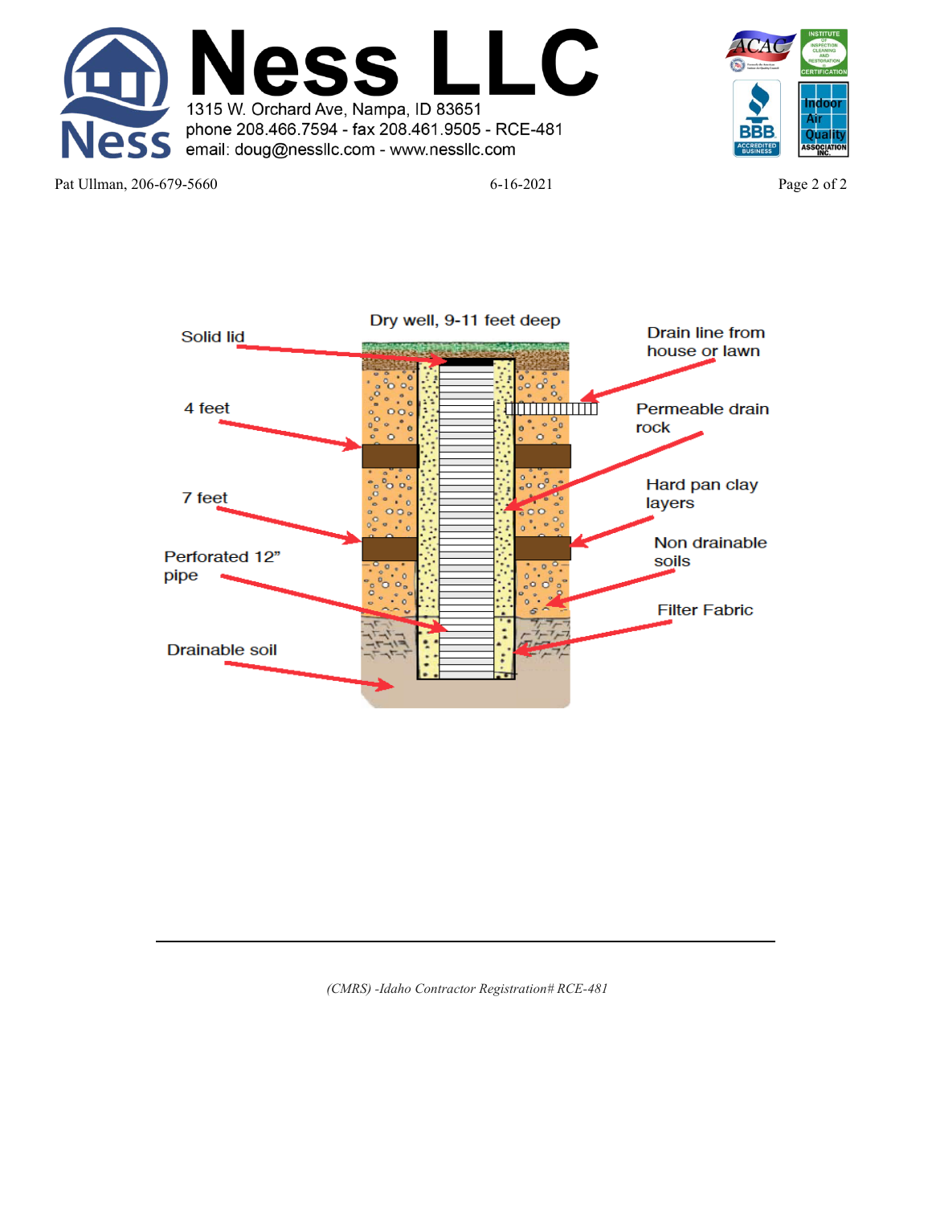Pat Ullman, 206-679-5660 6-16-2021

Dry well, 9-11 feet deep

Solid lid

Drain line from house or lawn

4 feet

Permeable drain rock

7 feet

Hard pan clay layers

Non drainable soils

Perforated 12" pipe

Filter Fabric

Drainable soil

*(CMRS) -Idaho Contractor Registration# RCE-481*